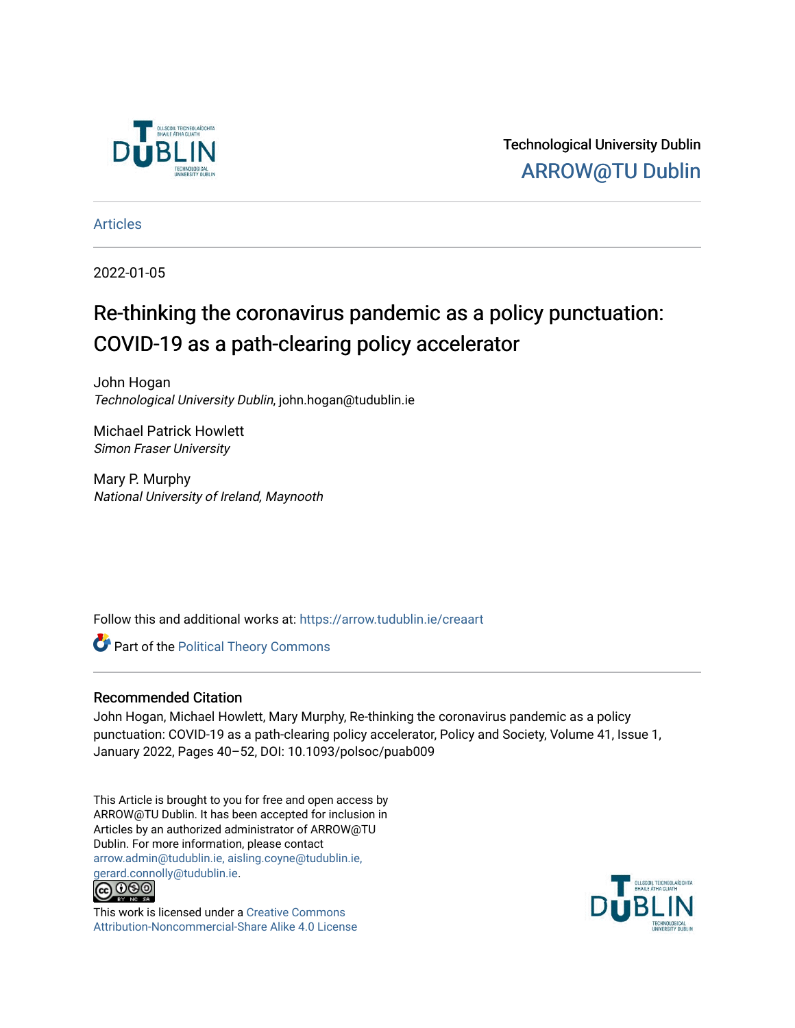Technological University Dublin

ARROW@TU Dublin

Articles

2022-01-05

# Re-thinking the coronavirus pandemic as a policy punctuation: COVID-19 as a path-clearing policy accelerator

John Hogan
*Technological University Dublin*, john.hogan@tudublin.ie

Michael Patrick Howlett
*Simon Fraser University*

Mary P. Murphy
*National University of Ireland, Maynooth*

Follow this and additional works at: https://arrow.tudublin.ie/creaart

Part of the Political Theory Commons

## Recommended Citation

John Hogan, Michael Howlett, Mary Murphy, Re-thinking the coronavirus pandemic as a policy punctuation: COVID-19 as a path-clearing policy accelerator, Policy and Society, Volume 41, Issue 1, January 2022, Pages 40–52, DOI: 10.1093/polsoc/puab009

This Article is brought to you for free and open access by ARROW@TU Dublin. It has been accepted for inclusion in Articles by an authorized administrator of ARROW@TU Dublin. For more information, please contact arrow.admin@tudublin.ie, aisling.coyne@tudublin.ie, gerard.connolly@tudublin.ie.

This work is licensed under a Creative Commons Attribution-Noncommercial-Share Alike 4.0 License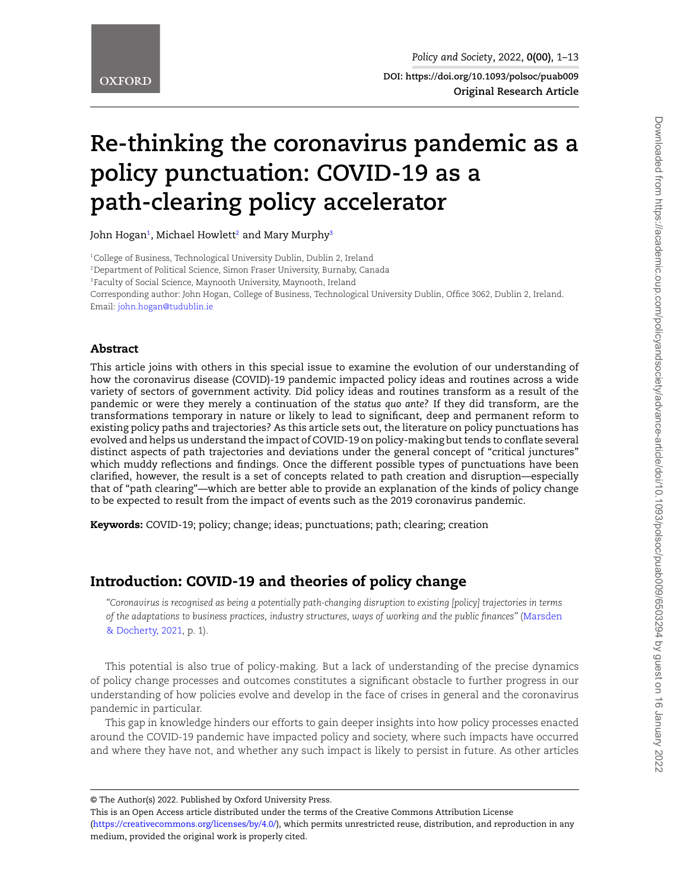# Re-thinking the coronavirus pandemic as a policy punctuation: COVID-19 as a path-clearing policy accelerator

John Hogan[1], Michael Howlett[2] and Mary Murphy[3]

[1]College of Business, Technological University Dublin, Dublin 2, Ireland

[2]Department of Political Science, Simon Fraser University, Burnaby, Canada

[3]Faculty of Social Science, Maynooth University, Maynooth, Ireland

Corresponding author: John Hogan, College of Business, Technological University Dublin, Office 3062, Dublin 2, Ireland. Email: john.hogan@tudublin.ie

## Abstract

This article joins with others in this special issue to examine the evolution of our understanding of how the coronavirus disease (COVID)-19 pandemic impacted policy ideas and routines across a wide variety of sectors of government activity. Did policy ideas and routines transform as a result of the pandemic or were they merely a continuation of the *status quo ante*? If they did transform, are the transformations temporary in nature or likely to lead to significant, deep and permanent reform to existing policy paths and trajectories? As this article sets out, the literature on policy punctuations has evolved and helps us understand the impact of COVID-19 on policy-making but tends to conflate several distinct aspects of path trajectories and deviations under the general concept of "critical junctures" which muddy reflections and findings. Once the different possible types of punctuations have been clarified, however, the result is a set of concepts related to path creation and disruption—especially that of "path clearing"—which are better able to provide an explanation of the kinds of policy change to be expected to result from the impact of events such as the 2019 coronavirus pandemic.

**Keywords:** COVID-19; policy; change; ideas; punctuations; path; clearing; creation

## Introduction: COVID-19 and theories of policy change

> *"Coronavirus is recognised as being a potentially path-changing disruption to existing [policy] trajectories in terms of the adaptations to business practices, industry structures, ways of working and the public finances"* (Marsden & Docherty, 2021, p. 1).

This potential is also true of policy-making. But a lack of understanding of the precise dynamics of policy change processes and outcomes constitutes a significant obstacle to further progress in our understanding of how policies evolve and develop in the face of crises in general and the coronavirus pandemic in particular.

This gap in knowledge hinders our efforts to gain deeper insights into how policy processes enacted around the COVID-19 pandemic have impacted policy and society, where such impacts have occurred and where they have not, and whether any such impact is likely to persist in future. As other articles

© The Author(s) 2022. Published by Oxford University Press.

This is an Open Access article distributed under the terms of the Creative Commons Attribution License (https://creativecommons.org/licenses/by/4.0/), which permits unrestricted reuse, distribution, and reproduction in any medium, provided the original work is properly cited.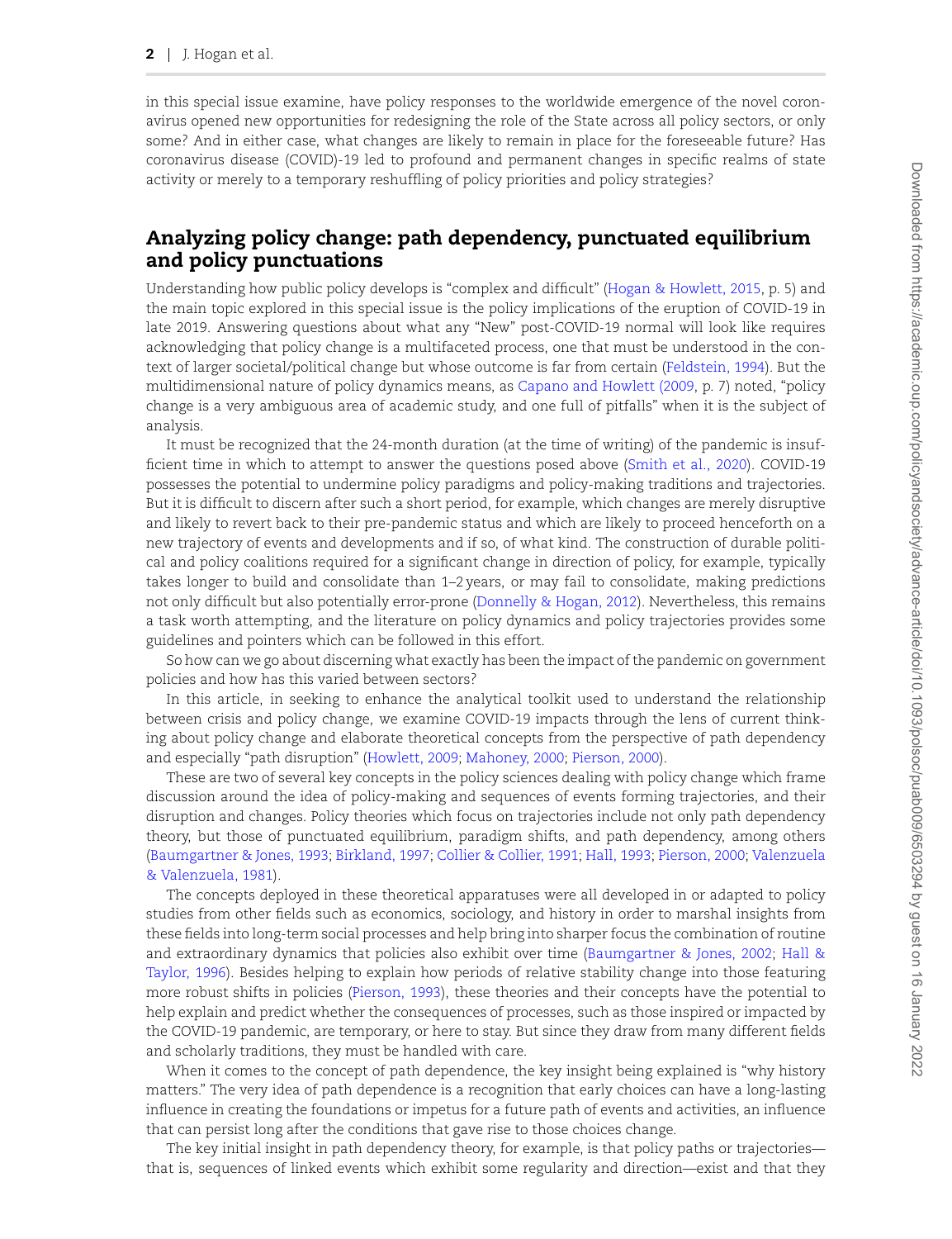in this special issue examine, have policy responses to the worldwide emergence of the novel coronavirus opened new opportunities for redesigning the role of the State across all policy sectors, or only some? And in either case, what changes are likely to remain in place for the foreseeable future? Has coronavirus disease (COVID)-19 led to profound and permanent changes in specific realms of state activity or merely to a temporary reshuffling of policy priorities and policy strategies?

## Analyzing policy change: path dependency, punctuated equilibrium and policy punctuations

Understanding how public policy develops is "complex and difficult" (Hogan & Howlett, 2015, p. 5) and the main topic explored in this special issue is the policy implications of the eruption of COVID-19 in late 2019. Answering questions about what any "New" post-COVID-19 normal will look like requires acknowledging that policy change is a multifaceted process, one that must be understood in the context of larger societal/political change but whose outcome is far from certain (Feldstein, 1994). But the multidimensional nature of policy dynamics means, as Capano and Howlett (2009, p. 7) noted, "policy change is a very ambiguous area of academic study, and one full of pitfalls" when it is the subject of analysis.

It must be recognized that the 24-month duration (at the time of writing) of the pandemic is insufficient time in which to attempt to answer the questions posed above (Smith et al., 2020). COVID-19 possesses the potential to undermine policy paradigms and policy-making traditions and trajectories. But it is difficult to discern after such a short period, for example, which changes are merely disruptive and likely to revert back to their pre-pandemic status and which are likely to proceed henceforth on a new trajectory of events and developments and if so, of what kind. The construction of durable political and policy coalitions required for a significant change in direction of policy, for example, typically takes longer to build and consolidate than 1–2 years, or may fail to consolidate, making predictions not only difficult but also potentially error-prone (Donnelly & Hogan, 2012). Nevertheless, this remains a task worth attempting, and the literature on policy dynamics and policy trajectories provides some guidelines and pointers which can be followed in this effort.

So how can we go about discerning what exactly has been the impact of the pandemic on government policies and how has this varied between sectors?

In this article, in seeking to enhance the analytical toolkit used to understand the relationship between crisis and policy change, we examine COVID-19 impacts through the lens of current thinking about policy change and elaborate theoretical concepts from the perspective of path dependency and especially "path disruption" (Howlett, 2009; Mahoney, 2000; Pierson, 2000).

These are two of several key concepts in the policy sciences dealing with policy change which frame discussion around the idea of policy-making and sequences of events forming trajectories, and their disruption and changes. Policy theories which focus on trajectories include not only path dependency theory, but those of punctuated equilibrium, paradigm shifts, and path dependency, among others (Baumgartner & Jones, 1993; Birkland, 1997; Collier & Collier, 1991; Hall, 1993; Pierson, 2000; Valenzuela & Valenzuela, 1981).

The concepts deployed in these theoretical apparatuses were all developed in or adapted to policy studies from other fields such as economics, sociology, and history in order to marshal insights from these fields into long-term social processes and help bring into sharper focus the combination of routine and extraordinary dynamics that policies also exhibit over time (Baumgartner & Jones, 2002; Hall & Taylor, 1996). Besides helping to explain how periods of relative stability change into those featuring more robust shifts in policies (Pierson, 1993), these theories and their concepts have the potential to help explain and predict whether the consequences of processes, such as those inspired or impacted by the COVID-19 pandemic, are temporary, or here to stay. But since they draw from many different fields and scholarly traditions, they must be handled with care.

When it comes to the concept of path dependence, the key insight being explained is "why history matters." The very idea of path dependence is a recognition that early choices can have a long-lasting influence in creating the foundations or impetus for a future path of events and activities, an influence that can persist long after the conditions that gave rise to those choices change.

The key initial insight in path dependency theory, for example, is that policy paths or trajectories—that is, sequences of linked events which exhibit some regularity and direction—exist and that they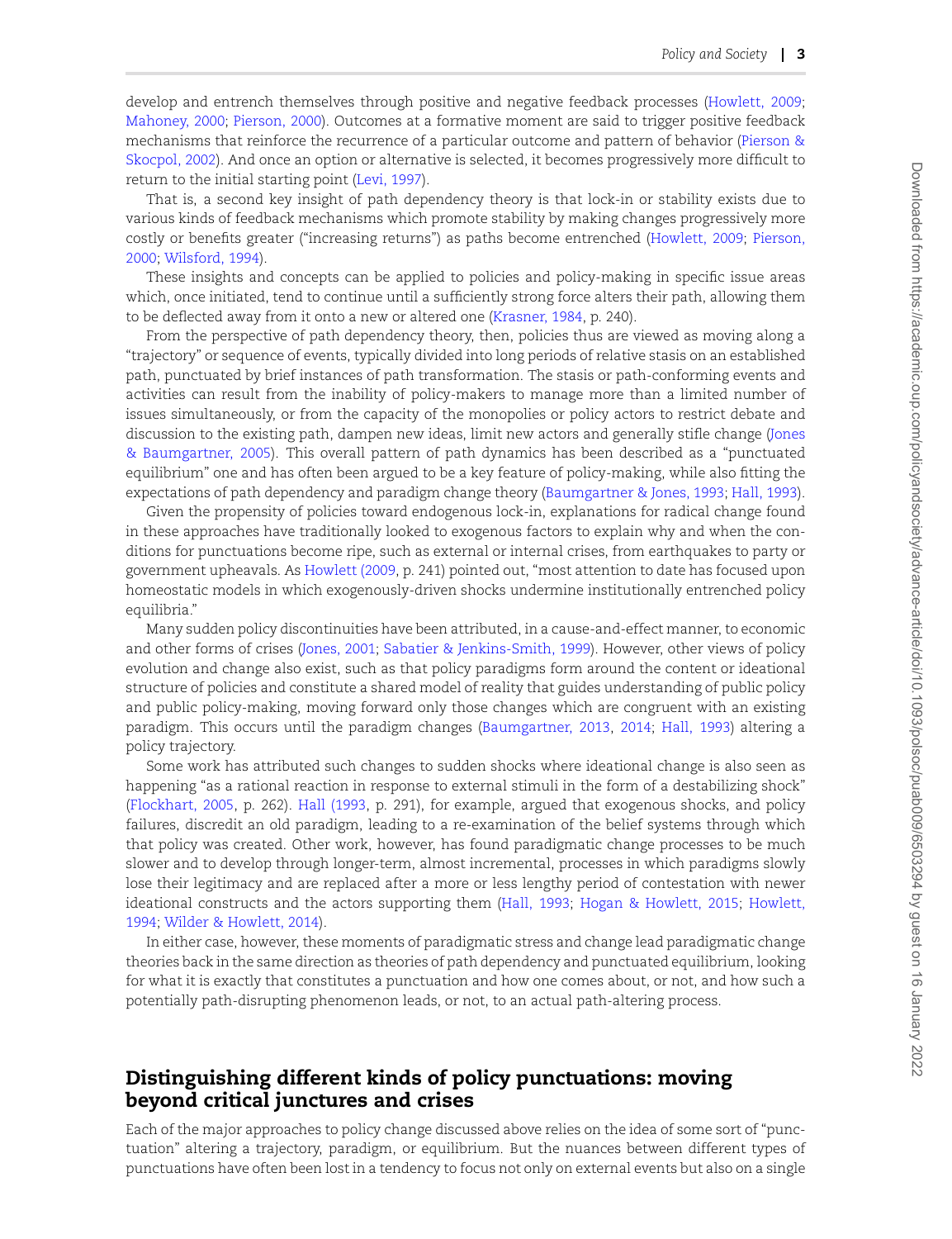develop and entrench themselves through positive and negative feedback processes (Howlett, 2009; Mahoney, 2000; Pierson, 2000). Outcomes at a formative moment are said to trigger positive feedback mechanisms that reinforce the recurrence of a particular outcome and pattern of behavior (Pierson & Skocpol, 2002). And once an option or alternative is selected, it becomes progressively more difficult to return to the initial starting point (Levi, 1997).

That is, a second key insight of path dependency theory is that lock-in or stability exists due to various kinds of feedback mechanisms which promote stability by making changes progressively more costly or benefits greater ("increasing returns") as paths become entrenched (Howlett, 2009; Pierson, 2000; Wilsford, 1994).

These insights and concepts can be applied to policies and policy-making in specific issue areas which, once initiated, tend to continue until a sufficiently strong force alters their path, allowing them to be deflected away from it onto a new or altered one (Krasner, 1984, p. 240).

From the perspective of path dependency theory, then, policies thus are viewed as moving along a "trajectory" or sequence of events, typically divided into long periods of relative stasis on an established path, punctuated by brief instances of path transformation. The stasis or path-conforming events and activities can result from the inability of policy-makers to manage more than a limited number of issues simultaneously, or from the capacity of the monopolies or policy actors to restrict debate and discussion to the existing path, dampen new ideas, limit new actors and generally stifle change (Jones & Baumgartner, 2005). This overall pattern of path dynamics has been described as a "punctuated equilibrium" one and has often been argued to be a key feature of policy-making, while also fitting the expectations of path dependency and paradigm change theory (Baumgartner & Jones, 1993; Hall, 1993).

Given the propensity of policies toward endogenous lock-in, explanations for radical change found in these approaches have traditionally looked to exogenous factors to explain why and when the conditions for punctuations become ripe, such as external or internal crises, from earthquakes to party or government upheavals. As Howlett (2009, p. 241) pointed out, "most attention to date has focused upon homeostatic models in which exogenously-driven shocks undermine institutionally entrenched policy equilibria."

Many sudden policy discontinuities have been attributed, in a cause-and-effect manner, to economic and other forms of crises (Jones, 2001; Sabatier & Jenkins-Smith, 1999). However, other views of policy evolution and change also exist, such as that policy paradigms form around the content or ideational structure of policies and constitute a shared model of reality that guides understanding of public policy and public policy-making, moving forward only those changes which are congruent with an existing paradigm. This occurs until the paradigm changes (Baumgartner, 2013, 2014; Hall, 1993) altering a policy trajectory.

Some work has attributed such changes to sudden shocks where ideational change is also seen as happening "as a rational reaction in response to external stimuli in the form of a destabilizing shock" (Flockhart, 2005, p. 262). Hall (1993, p. 291), for example, argued that exogenous shocks, and policy failures, discredit an old paradigm, leading to a re-examination of the belief systems through which that policy was created. Other work, however, has found paradigmatic change processes to be much slower and to develop through longer-term, almost incremental, processes in which paradigms slowly lose their legitimacy and are replaced after a more or less lengthy period of contestation with newer ideational constructs and the actors supporting them (Hall, 1993; Hogan & Howlett, 2015; Howlett, 1994; Wilder & Howlett, 2014).

In either case, however, these moments of paradigmatic stress and change lead paradigmatic change theories back in the same direction as theories of path dependency and punctuated equilibrium, looking for what it is exactly that constitutes a punctuation and how one comes about, or not, and how such a potentially path-disrupting phenomenon leads, or not, to an actual path-altering process.

## Distinguishing different kinds of policy punctuations: moving beyond critical junctures and crises

Each of the major approaches to policy change discussed above relies on the idea of some sort of "punctuation" altering a trajectory, paradigm, or equilibrium. But the nuances between different types of punctuations have often been lost in a tendency to focus not only on external events but also on a single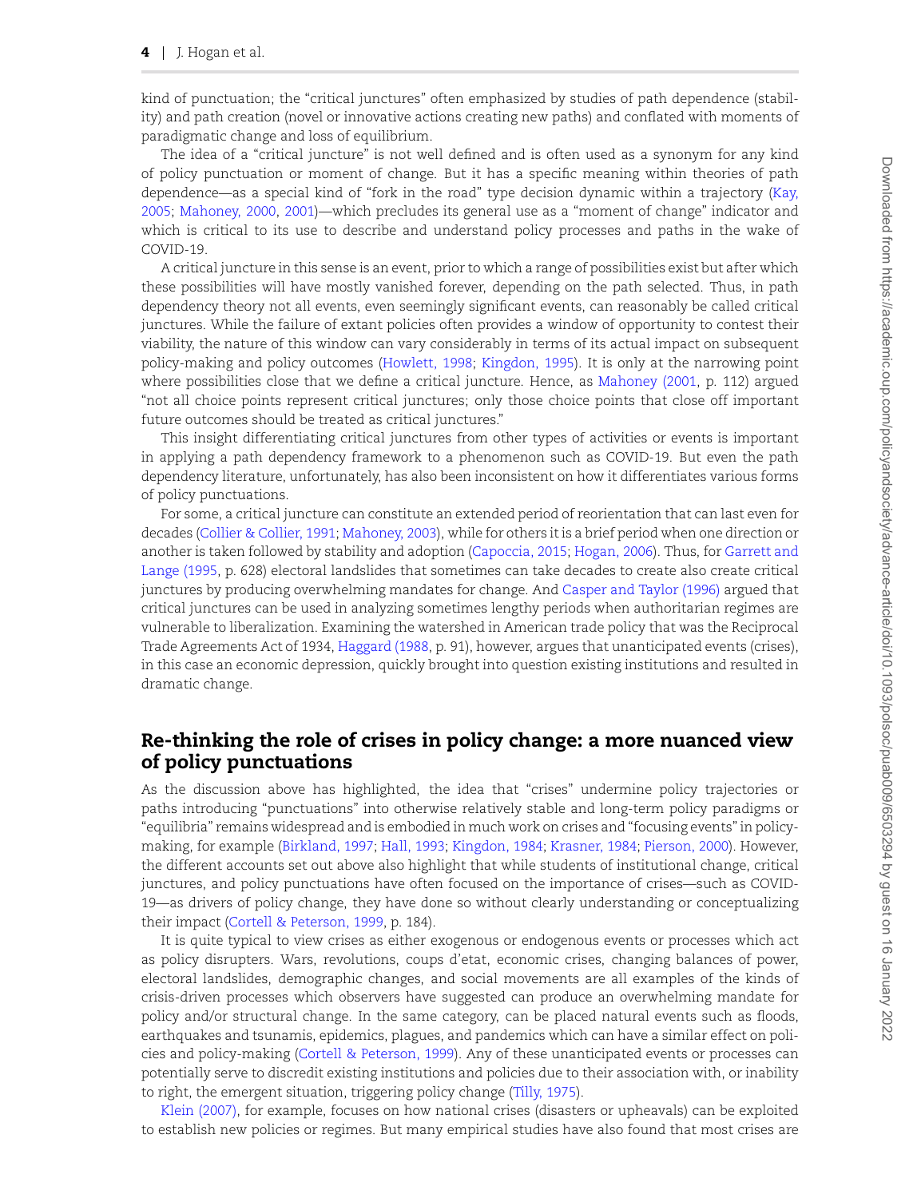kind of punctuation; the "critical junctures" often emphasized by studies of path dependence (stability) and path creation (novel or innovative actions creating new paths) and conflated with moments of paradigmatic change and loss of equilibrium.

The idea of a "critical juncture" is not well defined and is often used as a synonym for any kind of policy punctuation or moment of change. But it has a specific meaning within theories of path dependence—as a special kind of "fork in the road" type decision dynamic within a trajectory (Kay, 2005; Mahoney, 2000, 2001)—which precludes its general use as a "moment of change" indicator and which is critical to its use to describe and understand policy processes and paths in the wake of COVID-19.

A critical juncture in this sense is an event, prior to which a range of possibilities exist but after which these possibilities will have mostly vanished forever, depending on the path selected. Thus, in path dependency theory not all events, even seemingly significant events, can reasonably be called critical junctures. While the failure of extant policies often provides a window of opportunity to contest their viability, the nature of this window can vary considerably in terms of its actual impact on subsequent policy-making and policy outcomes (Howlett, 1998; Kingdon, 1995). It is only at the narrowing point where possibilities close that we define a critical juncture. Hence, as Mahoney (2001, p. 112) argued "not all choice points represent critical junctures; only those choice points that close off important future outcomes should be treated as critical junctures."

This insight differentiating critical junctures from other types of activities or events is important in applying a path dependency framework to a phenomenon such as COVID-19. But even the path dependency literature, unfortunately, has also been inconsistent on how it differentiates various forms of policy punctuations.

For some, a critical juncture can constitute an extended period of reorientation that can last even for decades (Collier & Collier, 1991; Mahoney, 2003), while for others it is a brief period when one direction or another is taken followed by stability and adoption (Capoccia, 2015; Hogan, 2006). Thus, for Garrett and Lange (1995, p. 628) electoral landslides that sometimes can take decades to create also create critical junctures by producing overwhelming mandates for change. And Casper and Taylor (1996) argued that critical junctures can be used in analyzing sometimes lengthy periods when authoritarian regimes are vulnerable to liberalization. Examining the watershed in American trade policy that was the Reciprocal Trade Agreements Act of 1934, Haggard (1988, p. 91), however, argues that unanticipated events (crises), in this case an economic depression, quickly brought into question existing institutions and resulted in dramatic change.

## Re-thinking the role of crises in policy change: a more nuanced view of policy punctuations

As the discussion above has highlighted, the idea that "crises" undermine policy trajectories or paths introducing "punctuations" into otherwise relatively stable and long-term policy paradigms or "equilibria" remains widespread and is embodied in much work on crises and "focusing events" in policy-making, for example (Birkland, 1997; Hall, 1993; Kingdon, 1984; Krasner, 1984; Pierson, 2000). However, the different accounts set out above also highlight that while students of institutional change, critical junctures, and policy punctuations have often focused on the importance of crises—such as COVID-19—as drivers of policy change, they have done so without clearly understanding or conceptualizing their impact (Cortell & Peterson, 1999, p. 184).

It is quite typical to view crises as either exogenous or endogenous events or processes which act as policy disrupters. Wars, revolutions, coups d'etat, economic crises, changing balances of power, electoral landslides, demographic changes, and social movements are all examples of the kinds of crisis-driven processes which observers have suggested can produce an overwhelming mandate for policy and/or structural change. In the same category, can be placed natural events such as floods, earthquakes and tsunamis, epidemics, plagues, and pandemics which can have a similar effect on policies and policy-making (Cortell & Peterson, 1999). Any of these unanticipated events or processes can potentially serve to discredit existing institutions and policies due to their association with, or inability to right, the emergent situation, triggering policy change (Tilly, 1975).

Klein (2007), for example, focuses on how national crises (disasters or upheavals) can be exploited to establish new policies or regimes. But many empirical studies have also found that most crises are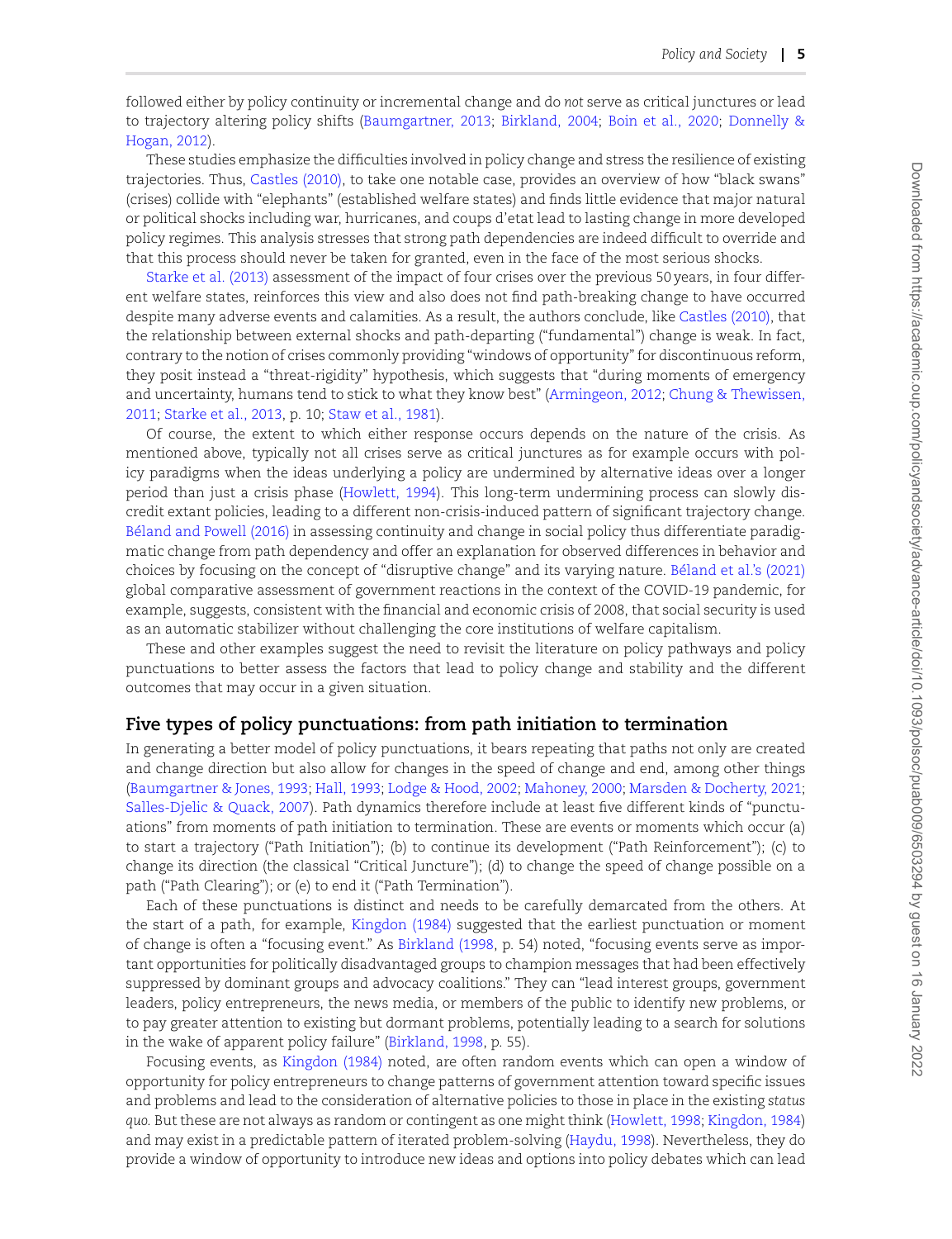followed either by policy continuity or incremental change and do *not* serve as critical junctures or lead to trajectory altering policy shifts (Baumgartner, 2013; Birkland, 2004; Boin et al., 2020; Donnelly & Hogan, 2012).

These studies emphasize the difficulties involved in policy change and stress the resilience of existing trajectories. Thus, Castles (2010), to take one notable case, provides an overview of how "black swans" (crises) collide with "elephants" (established welfare states) and finds little evidence that major natural or political shocks including war, hurricanes, and coups d'etat lead to lasting change in more developed policy regimes. This analysis stresses that strong path dependencies are indeed difficult to override and that this process should never be taken for granted, even in the face of the most serious shocks.

Starke et al. (2013) assessment of the impact of four crises over the previous 50 years, in four different welfare states, reinforces this view and also does not find path-breaking change to have occurred despite many adverse events and calamities. As a result, the authors conclude, like Castles (2010), that the relationship between external shocks and path-departing ("fundamental") change is weak. In fact, contrary to the notion of crises commonly providing "windows of opportunity" for discontinuous reform, they posit instead a "threat-rigidity" hypothesis, which suggests that "during moments of emergency and uncertainty, humans tend to stick to what they know best" (Armingeon, 2012; Chung & Thewissen, 2011; Starke et al., 2013, p. 10; Staw et al., 1981).

Of course, the extent to which either response occurs depends on the nature of the crisis. As mentioned above, typically not all crises serve as critical junctures as for example occurs with policy paradigms when the ideas underlying a policy are undermined by alternative ideas over a longer period than just a crisis phase (Howlett, 1994). This long-term undermining process can slowly discredit extant policies, leading to a different non-crisis-induced pattern of significant trajectory change. Béland and Powell (2016) in assessing continuity and change in social policy thus differentiate paradigmatic change from path dependency and offer an explanation for observed differences in behavior and choices by focusing on the concept of "disruptive change" and its varying nature. Béland et al.'s (2021) global comparative assessment of government reactions in the context of the COVID-19 pandemic, for example, suggests, consistent with the financial and economic crisis of 2008, that social security is used as an automatic stabilizer without challenging the core institutions of welfare capitalism.

These and other examples suggest the need to revisit the literature on policy pathways and policy punctuations to better assess the factors that lead to policy change and stability and the different outcomes that may occur in a given situation.

## Five types of policy punctuations: from path initiation to termination

In generating a better model of policy punctuations, it bears repeating that paths not only are created and change direction but also allow for changes in the speed of change and end, among other things (Baumgartner & Jones, 1993; Hall, 1993; Lodge & Hood, 2002; Mahoney, 2000; Marsden & Docherty, 2021; Salles-Djelic & Quack, 2007). Path dynamics therefore include at least five different kinds of "punctuations" from moments of path initiation to termination. These are events or moments which occur (a) to start a trajectory ("Path Initiation"); (b) to continue its development ("Path Reinforcement"); (c) to change its direction (the classical "Critical Juncture"); (d) to change the speed of change possible on a path ("Path Clearing"); or (e) to end it ("Path Termination").

Each of these punctuations is distinct and needs to be carefully demarcated from the others. At the start of a path, for example, Kingdon (1984) suggested that the earliest punctuation or moment of change is often a "focusing event." As Birkland (1998, p. 54) noted, "focusing events serve as important opportunities for politically disadvantaged groups to champion messages that had been effectively suppressed by dominant groups and advocacy coalitions." They can "lead interest groups, government leaders, policy entrepreneurs, the news media, or members of the public to identify new problems, or to pay greater attention to existing but dormant problems, potentially leading to a search for solutions in the wake of apparent policy failure" (Birkland, 1998, p. 55).

Focusing events, as Kingdon (1984) noted, are often random events which can open a window of opportunity for policy entrepreneurs to change patterns of government attention toward specific issues and problems and lead to the consideration of alternative policies to those in place in the existing *status quo*. But these are not always as random or contingent as one might think (Howlett, 1998; Kingdon, 1984) and may exist in a predictable pattern of iterated problem-solving (Haydu, 1998). Nevertheless, they do provide a window of opportunity to introduce new ideas and options into policy debates which can lead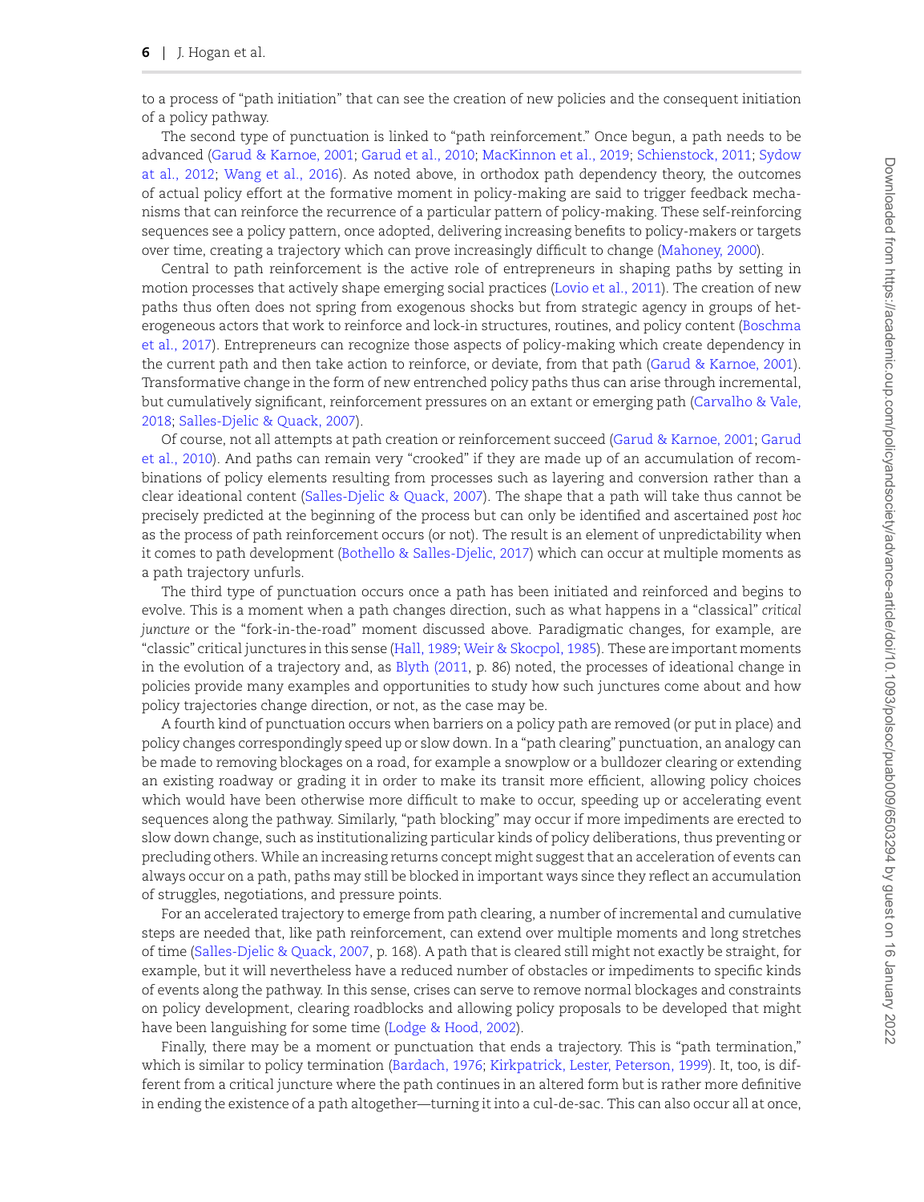to a process of "path initiation" that can see the creation of new policies and the consequent initiation of a policy pathway.

The second type of punctuation is linked to "path reinforcement." Once begun, a path needs to be advanced (Garud & Karnoe, 2001; Garud et al., 2010; MacKinnon et al., 2019; Schienstock, 2011; Sydow at al., 2012; Wang et al., 2016). As noted above, in orthodox path dependency theory, the outcomes of actual policy effort at the formative moment in policy-making are said to trigger feedback mechanisms that can reinforce the recurrence of a particular pattern of policy-making. These self-reinforcing sequences see a policy pattern, once adopted, delivering increasing benefits to policy-makers or targets over time, creating a trajectory which can prove increasingly difficult to change (Mahoney, 2000).

Central to path reinforcement is the active role of entrepreneurs in shaping paths by setting in motion processes that actively shape emerging social practices (Lovio et al., 2011). The creation of new paths thus often does not spring from exogenous shocks but from strategic agency in groups of heterogeneous actors that work to reinforce and lock-in structures, routines, and policy content (Boschma et al., 2017). Entrepreneurs can recognize those aspects of policy-making which create dependency in the current path and then take action to reinforce, or deviate, from that path (Garud & Karnoe, 2001). Transformative change in the form of new entrenched policy paths thus can arise through incremental, but cumulatively significant, reinforcement pressures on an extant or emerging path (Carvalho & Vale, 2018; Salles-Djelic & Quack, 2007).

Of course, not all attempts at path creation or reinforcement succeed (Garud & Karnoe, 2001; Garud et al., 2010). And paths can remain very "crooked" if they are made up of an accumulation of recombinations of policy elements resulting from processes such as layering and conversion rather than a clear ideational content (Salles-Djelic & Quack, 2007). The shape that a path will take thus cannot be precisely predicted at the beginning of the process but can only be identified and ascertained *post hoc* as the process of path reinforcement occurs (or not). The result is an element of unpredictability when it comes to path development (Bothello & Salles-Djelic, 2017) which can occur at multiple moments as a path trajectory unfurls.

The third type of punctuation occurs once a path has been initiated and reinforced and begins to evolve. This is a moment when a path changes direction, such as what happens in a "classical" *critical juncture* or the "fork-in-the-road" moment discussed above. Paradigmatic changes, for example, are "classic" critical junctures in this sense (Hall, 1989; Weir & Skocpol, 1985). These are important moments in the evolution of a trajectory and, as Blyth (2011, p. 86) noted, the processes of ideational change in policies provide many examples and opportunities to study how such junctures come about and how policy trajectories change direction, or not, as the case may be.

A fourth kind of punctuation occurs when barriers on a policy path are removed (or put in place) and policy changes correspondingly speed up or slow down. In a "path clearing" punctuation, an analogy can be made to removing blockages on a road, for example a snowplow or a bulldozer clearing or extending an existing roadway or grading it in order to make its transit more efficient, allowing policy choices which would have been otherwise more difficult to make to occur, speeding up or accelerating event sequences along the pathway. Similarly, "path blocking" may occur if more impediments are erected to slow down change, such as institutionalizing particular kinds of policy deliberations, thus preventing or precluding others. While an increasing returns concept might suggest that an acceleration of events can always occur on a path, paths may still be blocked in important ways since they reflect an accumulation of struggles, negotiations, and pressure points.

For an accelerated trajectory to emerge from path clearing, a number of incremental and cumulative steps are needed that, like path reinforcement, can extend over multiple moments and long stretches of time (Salles-Djelic & Quack, 2007, p. 168). A path that is cleared still might not exactly be straight, for example, but it will nevertheless have a reduced number of obstacles or impediments to specific kinds of events along the pathway. In this sense, crises can serve to remove normal blockages and constraints on policy development, clearing roadblocks and allowing policy proposals to be developed that might have been languishing for some time (Lodge & Hood, 2002).

Finally, there may be a moment or punctuation that ends a trajectory. This is "path termination," which is similar to policy termination (Bardach, 1976; Kirkpatrick, Lester, Peterson, 1999). It, too, is different from a critical juncture where the path continues in an altered form but is rather more definitive in ending the existence of a path altogether—turning it into a cul-de-sac. This can also occur all at once,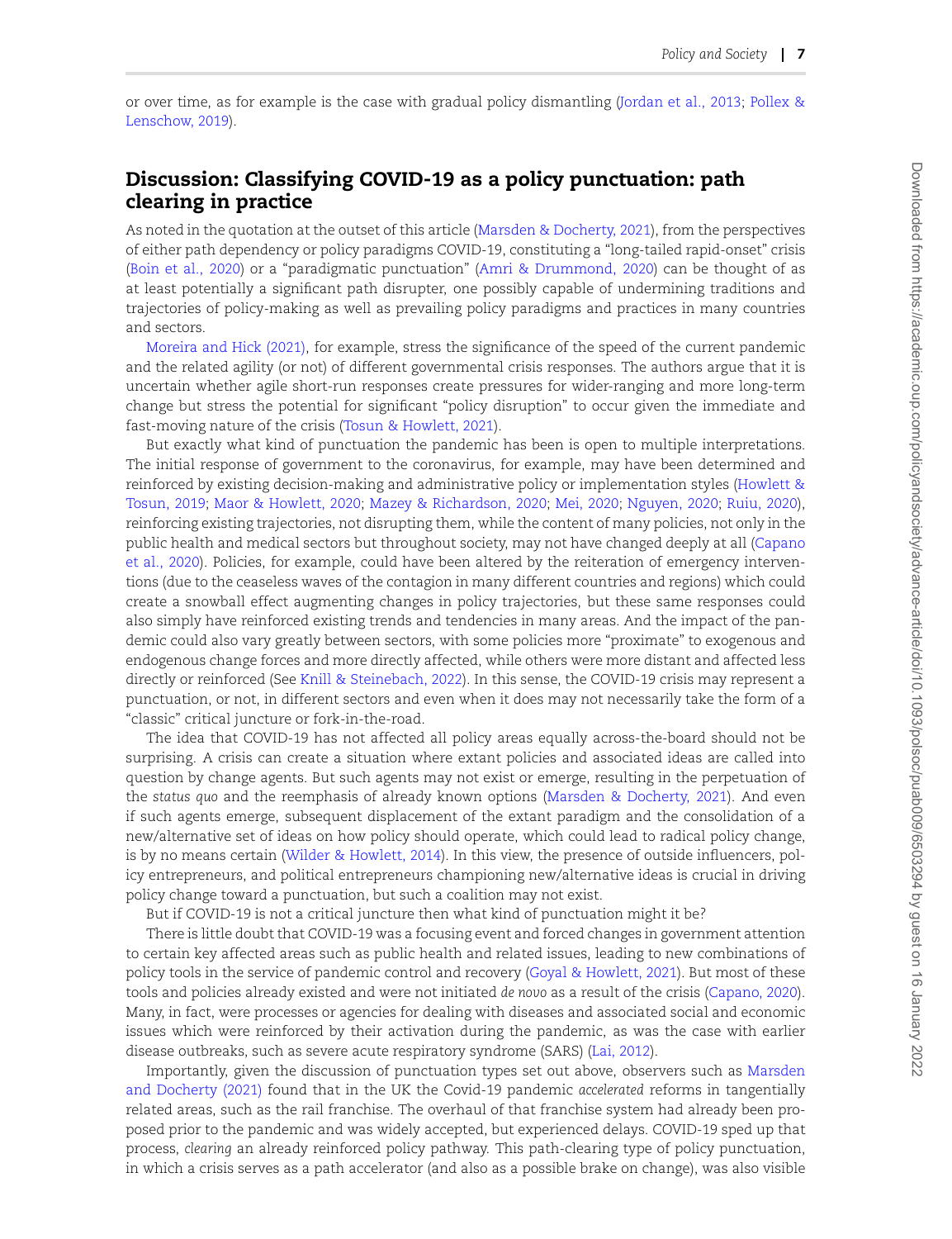or over time, as for example is the case with gradual policy dismantling (Jordan et al., 2013; Pollex & Lenschow, 2019).

## Discussion: Classifying COVID-19 as a policy punctuation: path clearing in practice

As noted in the quotation at the outset of this article (Marsden & Docherty, 2021), from the perspectives of either path dependency or policy paradigms COVID-19, constituting a "long-tailed rapid-onset" crisis (Boin et al., 2020) or a "paradigmatic punctuation" (Amri & Drummond, 2020) can be thought of as at least potentially a significant path disrupter, one possibly capable of undermining traditions and trajectories of policy-making as well as prevailing policy paradigms and practices in many countries and sectors.

Moreira and Hick (2021), for example, stress the significance of the speed of the current pandemic and the related agility (or not) of different governmental crisis responses. The authors argue that it is uncertain whether agile short-run responses create pressures for wider-ranging and more long-term change but stress the potential for significant "policy disruption" to occur given the immediate and fast-moving nature of the crisis (Tosun & Howlett, 2021).

But exactly what kind of punctuation the pandemic has been is open to multiple interpretations. The initial response of government to the coronavirus, for example, may have been determined and reinforced by existing decision-making and administrative policy or implementation styles (Howlett & Tosun, 2019; Maor & Howlett, 2020; Mazey & Richardson, 2020; Mei, 2020; Nguyen, 2020; Ruiu, 2020), reinforcing existing trajectories, not disrupting them, while the content of many policies, not only in the public health and medical sectors but throughout society, may not have changed deeply at all (Capano et al., 2020). Policies, for example, could have been altered by the reiteration of emergency interventions (due to the ceaseless waves of the contagion in many different countries and regions) which could create a snowball effect augmenting changes in policy trajectories, but these same responses could also simply have reinforced existing trends and tendencies in many areas. And the impact of the pandemic could also vary greatly between sectors, with some policies more "proximate" to exogenous and endogenous change forces and more directly affected, while others were more distant and affected less directly or reinforced (See Knill & Steinebach, 2022). In this sense, the COVID-19 crisis may represent a punctuation, or not, in different sectors and even when it does may not necessarily take the form of a "classic" critical juncture or fork-in-the-road.

The idea that COVID-19 has not affected all policy areas equally across-the-board should not be surprising. A crisis can create a situation where extant policies and associated ideas are called into question by change agents. But such agents may not exist or emerge, resulting in the perpetuation of the *status quo* and the reemphasis of already known options (Marsden & Docherty, 2021). And even if such agents emerge, subsequent displacement of the extant paradigm and the consolidation of a new/alternative set of ideas on how policy should operate, which could lead to radical policy change, is by no means certain (Wilder & Howlett, 2014). In this view, the presence of outside influencers, policy entrepreneurs, and political entrepreneurs championing new/alternative ideas is crucial in driving policy change toward a punctuation, but such a coalition may not exist.

But if COVID-19 is not a critical juncture then what kind of punctuation might it be?

There is little doubt that COVID-19 was a focusing event and forced changes in government attention to certain key affected areas such as public health and related issues, leading to new combinations of policy tools in the service of pandemic control and recovery (Goyal & Howlett, 2021). But most of these tools and policies already existed and were not initiated *de novo* as a result of the crisis (Capano, 2020). Many, in fact, were processes or agencies for dealing with diseases and associated social and economic issues which were reinforced by their activation during the pandemic, as was the case with earlier disease outbreaks, such as severe acute respiratory syndrome (SARS) (Lai, 2012).

Importantly, given the discussion of punctuation types set out above, observers such as Marsden and Docherty (2021) found that in the UK the Covid-19 pandemic *accelerated* reforms in tangentially related areas, such as the rail franchise. The overhaul of that franchise system had already been proposed prior to the pandemic and was widely accepted, but experienced delays. COVID-19 sped up that process, *clearing* an already reinforced policy pathway. This path-clearing type of policy punctuation, in which a crisis serves as a path accelerator (and also as a possible brake on change), was also visible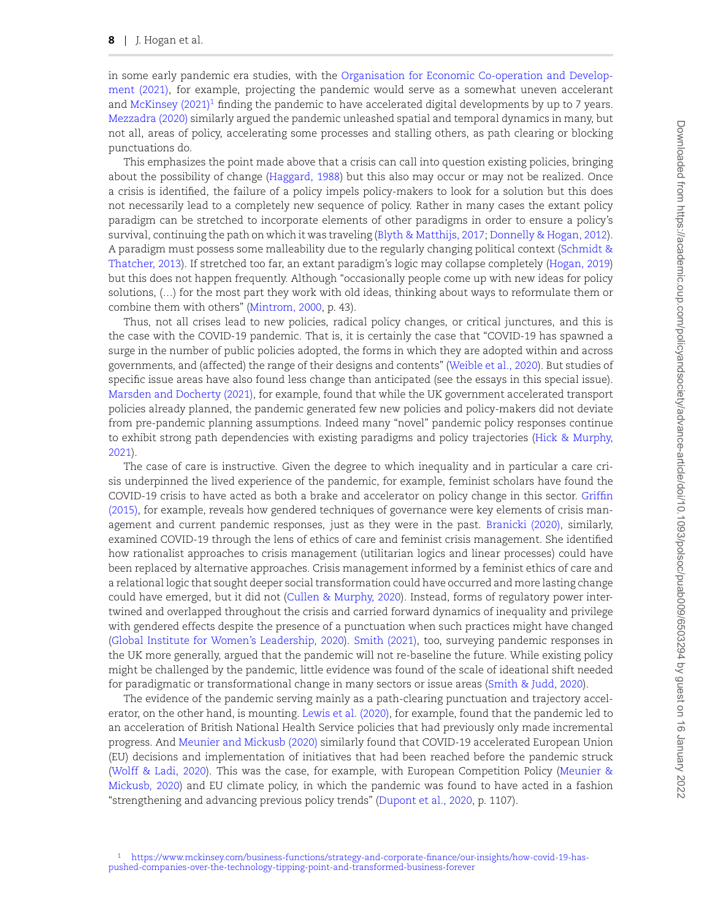in some early pandemic era studies, with the Organisation for Economic Co-operation and Development (2021), for example, projecting the pandemic would serve as a somewhat uneven accelerant and McKinsey (2021)[1] finding the pandemic to have accelerated digital developments by up to 7 years. Mezzadra (2020) similarly argued the pandemic unleashed spatial and temporal dynamics in many, but not all, areas of policy, accelerating some processes and stalling others, as path clearing or blocking punctuations do.

This emphasizes the point made above that a crisis can call into question existing policies, bringing about the possibility of change (Haggard, 1988) but this also may occur or may not be realized. Once a crisis is identified, the failure of a policy impels policy-makers to look for a solution but this does not necessarily lead to a completely new sequence of policy. Rather in many cases the extant policy paradigm can be stretched to incorporate elements of other paradigms in order to ensure a policy's survival, continuing the path on which it was traveling (Blyth & Matthijs, 2017; Donnelly & Hogan, 2012). A paradigm must possess some malleability due to the regularly changing political context (Schmidt & Thatcher, 2013). If stretched too far, an extant paradigm's logic may collapse completely (Hogan, 2019) but this does not happen frequently. Although "occasionally people come up with new ideas for policy solutions, (…) for the most part they work with old ideas, thinking about ways to reformulate them or combine them with others" (Mintrom, 2000, p. 43).

Thus, not all crises lead to new policies, radical policy changes, or critical junctures, and this is the case with the COVID-19 pandemic. That is, it is certainly the case that "COVID-19 has spawned a surge in the number of public policies adopted, the forms in which they are adopted within and across governments, and (affected) the range of their designs and contents" (Weible et al., 2020). But studies of specific issue areas have also found less change than anticipated (see the essays in this special issue). Marsden and Docherty (2021), for example, found that while the UK government accelerated transport policies already planned, the pandemic generated few new policies and policy-makers did not deviate from pre-pandemic planning assumptions. Indeed many "novel" pandemic policy responses continue to exhibit strong path dependencies with existing paradigms and policy trajectories (Hick & Murphy, 2021).

The case of care is instructive. Given the degree to which inequality and in particular a care crisis underpinned the lived experience of the pandemic, for example, feminist scholars have found the COVID-19 crisis to have acted as both a brake and accelerator on policy change in this sector. Griffin (2015), for example, reveals how gendered techniques of governance were key elements of crisis management and current pandemic responses, just as they were in the past. Branicki (2020), similarly, examined COVID-19 through the lens of ethics of care and feminist crisis management. She identified how rationalist approaches to crisis management (utilitarian logics and linear processes) could have been replaced by alternative approaches. Crisis management informed by a feminist ethics of care and a relational logic that sought deeper social transformation could have occurred and more lasting change could have emerged, but it did not (Cullen & Murphy, 2020). Instead, forms of regulatory power intertwined and overlapped throughout the crisis and carried forward dynamics of inequality and privilege with gendered effects despite the presence of a punctuation when such practices might have changed (Global Institute for Women's Leadership, 2020). Smith (2021), too, surveying pandemic responses in the UK more generally, argued that the pandemic will not re-baseline the future. While existing policy might be challenged by the pandemic, little evidence was found of the scale of ideational shift needed for paradigmatic or transformational change in many sectors or issue areas (Smith & Judd, 2020).

The evidence of the pandemic serving mainly as a path-clearing punctuation and trajectory accelerator, on the other hand, is mounting. Lewis et al. (2020), for example, found that the pandemic led to an acceleration of British National Health Service policies that had previously only made incremental progress. And Meunier and Mickusb (2020) similarly found that COVID-19 accelerated European Union (EU) decisions and implementation of initiatives that had been reached before the pandemic struck (Wolff & Ladi, 2020). This was the case, for example, with European Competition Policy (Meunier & Mickusb, 2020) and EU climate policy, in which the pandemic was found to have acted in a fashion "strengthening and advancing previous policy trends" (Dupont et al., 2020, p. 1107).

[1] https://www.mckinsey.com/business-functions/strategy-and-corporate-finance/our-insights/how-covid-19-has-pushed-companies-over-the-technology-tipping-point-and-transformed-business-forever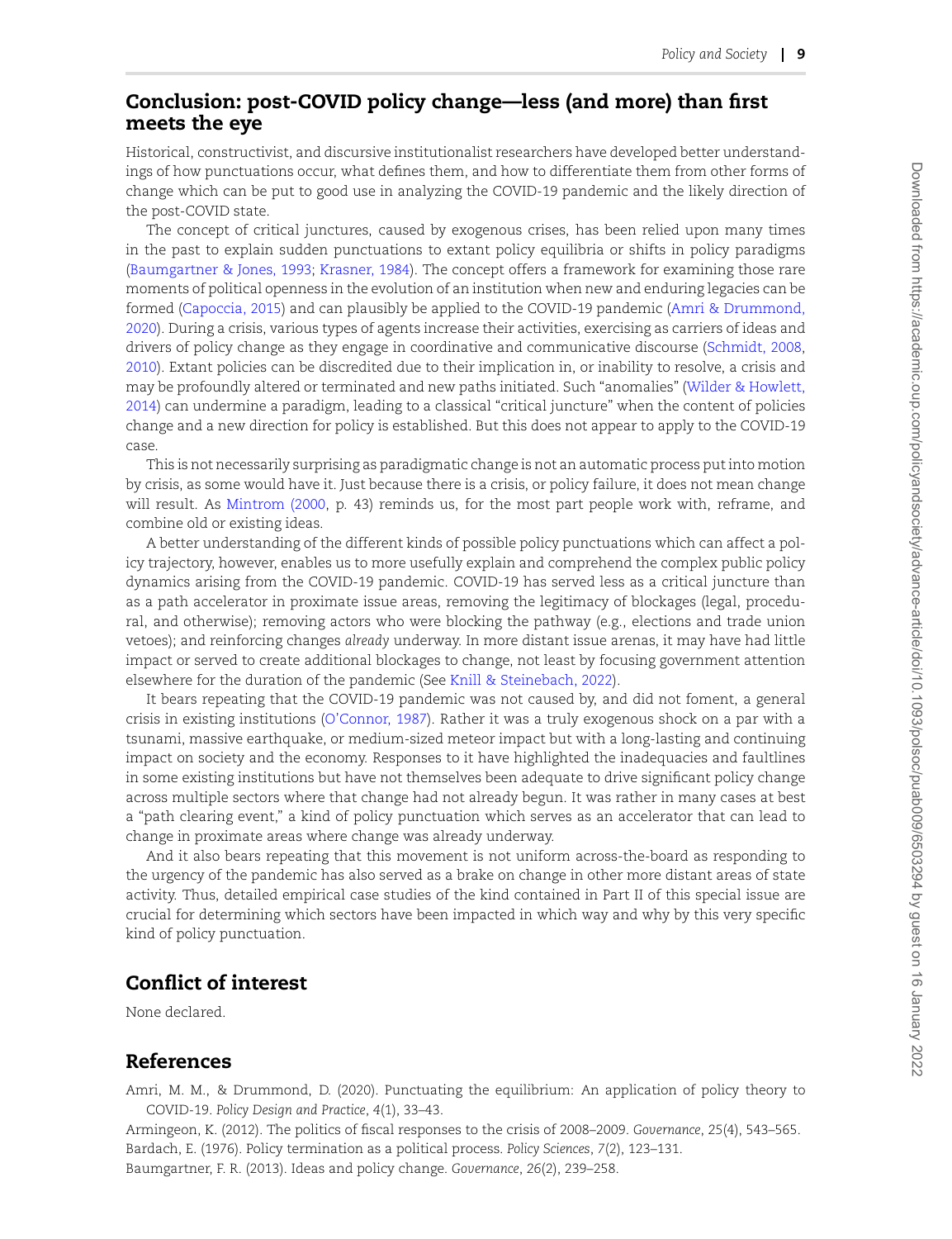## Conclusion: post-COVID policy change—less (and more) than first meets the eye

Historical, constructivist, and discursive institutionalist researchers have developed better understandings of how punctuations occur, what defines them, and how to differentiate them from other forms of change which can be put to good use in analyzing the COVID-19 pandemic and the likely direction of the post-COVID state.

The concept of critical junctures, caused by exogenous crises, has been relied upon many times in the past to explain sudden punctuations to extant policy equilibria or shifts in policy paradigms (Baumgartner & Jones, 1993; Krasner, 1984). The concept offers a framework for examining those rare moments of political openness in the evolution of an institution when new and enduring legacies can be formed (Capoccia, 2015) and can plausibly be applied to the COVID-19 pandemic (Amri & Drummond, 2020). During a crisis, various types of agents increase their activities, exercising as carriers of ideas and drivers of policy change as they engage in coordinative and communicative discourse (Schmidt, 2008, 2010). Extant policies can be discredited due to their implication in, or inability to resolve, a crisis and may be profoundly altered or terminated and new paths initiated. Such "anomalies" (Wilder & Howlett, 2014) can undermine a paradigm, leading to a classical "critical juncture" when the content of policies change and a new direction for policy is established. But this does not appear to apply to the COVID-19 case.

This is not necessarily surprising as paradigmatic change is not an automatic process put into motion by crisis, as some would have it. Just because there is a crisis, or policy failure, it does not mean change will result. As Mintrom (2000, p. 43) reminds us, for the most part people work with, reframe, and combine old or existing ideas.

A better understanding of the different kinds of possible policy punctuations which can affect a policy trajectory, however, enables us to more usefully explain and comprehend the complex public policy dynamics arising from the COVID-19 pandemic. COVID-19 has served less as a critical juncture than as a path accelerator in proximate issue areas, removing the legitimacy of blockages (legal, procedural, and otherwise); removing actors who were blocking the pathway (e.g., elections and trade union vetoes); and reinforcing changes *already* underway. In more distant issue arenas, it may have had little impact or served to create additional blockages to change, not least by focusing government attention elsewhere for the duration of the pandemic (See Knill & Steinebach, 2022).

It bears repeating that the COVID-19 pandemic was not caused by, and did not foment, a general crisis in existing institutions (O'Connor, 1987). Rather it was a truly exogenous shock on a par with a tsunami, massive earthquake, or medium-sized meteor impact but with a long-lasting and continuing impact on society and the economy. Responses to it have highlighted the inadequacies and faultlines in some existing institutions but have not themselves been adequate to drive significant policy change across multiple sectors where that change had not already begun. It was rather in many cases at best a "path clearing event," a kind of policy punctuation which serves as an accelerator that can lead to change in proximate areas where change was already underway.

And it also bears repeating that this movement is not uniform across-the-board as responding to the urgency of the pandemic has also served as a brake on change in other more distant areas of state activity. Thus, detailed empirical case studies of the kind contained in Part II of this special issue are crucial for determining which sectors have been impacted in which way and why by this very specific kind of policy punctuation.

## Conflict of interest

None declared.

## References

Amri, M. M., & Drummond, D. (2020). Punctuating the equilibrium: An application of policy theory to COVID-19. *Policy Design and Practice*, *4*(1), 33–43.

Armingeon, K. (2012). The politics of fiscal responses to the crisis of 2008–2009. *Governance*, *25*(4), 543–565.

Bardach, E. (1976). Policy termination as a political process. *Policy Sciences*, *7*(2), 123–131.

Baumgartner, F. R. (2013). Ideas and policy change. *Governance*, *26*(2), 239–258.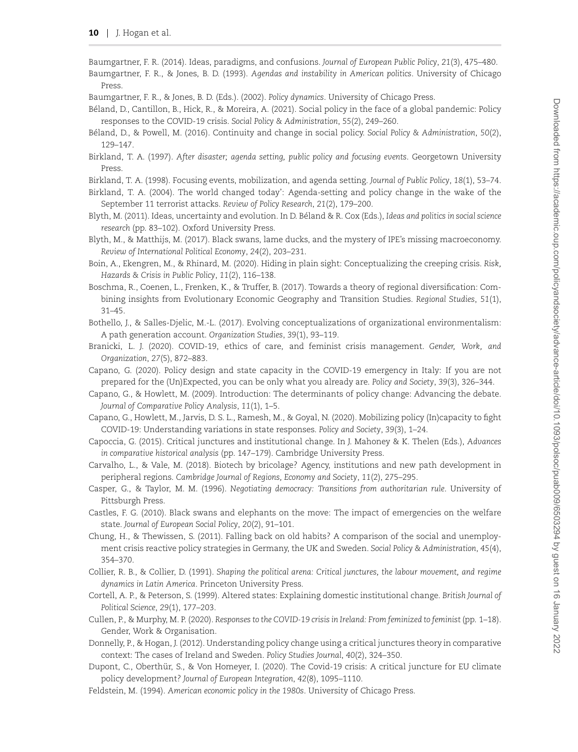Baumgartner, F. R. (2014). Ideas, paradigms, and confusions. *Journal of European Public Policy*, *21*(3), 475–480.

Baumgartner, F. R., & Jones, B. D. (1993). *Agendas and instability in American politics*. University of Chicago Press.

Baumgartner, F. R., & Jones, B. D. (Eds.). (2002). *Policy dynamics*. University of Chicago Press.

Béland, D., Cantillon, B., Hick, R., & Moreira, A. (2021). Social policy in the face of a global pandemic: Policy responses to the COVID-19 crisis. *Social Policy & Administration*, 55(2), 249–260.

Béland, D., & Powell, M. (2016). Continuity and change in social policy. *Social Policy & Administration*, *50*(2), 129–147.

Birkland, T. A. (1997). *After disaster; agenda setting, public policy and focusing events*. Georgetown University Press.

Birkland, T. A. (1998). Focusing events, mobilization, and agenda setting. *Journal of Public Policy*, *18*(1), 53–74.

Birkland, T. A. (2004). The world changed today': Agenda-setting and policy change in the wake of the September 11 terrorist attacks. *Review of Policy Research*, *21*(2), 179–200.

Blyth, M. (2011). Ideas, uncertainty and evolution. In D. Béland & R. Cox (Eds.), *Ideas and politics in social science research* (pp. 83–102). Oxford University Press.

Blyth, M., & Matthijs, M. (2017). Black swans, lame ducks, and the mystery of IPE's missing macroeconomy. *Review of International Political Economy*, *24*(2), 203–231.

Boin, A., Ekengren, M., & Rhinard, M. (2020). Hiding in plain sight: Conceptualizing the creeping crisis. *Risk, Hazards & Crisis in Public Policy*, *11*(2), 116–138.

Boschma, R., Coenen, L., Frenken, K., & Truffer, B. (2017). Towards a theory of regional diversification: Combining insights from Evolutionary Economic Geography and Transition Studies. *Regional Studies*, *51*(1), 31–45.

Bothello, J., & Salles-Djelic, M.-L. (2017). Evolving conceptualizations of organizational environmentalism: A path generation account. *Organization Studies*, *39*(1), 93–119.

Branicki, L. J. (2020). COVID-19, ethics of care, and feminist crisis management. *Gender, Work, and Organization*, *27*(5), 872–883.

Capano, G. (2020). Policy design and state capacity in the COVID-19 emergency in Italy: If you are not prepared for the (Un)Expected, you can be only what you already are. *Policy and Society*, *39*(3), 326–344.

Capano, G., & Howlett, M. (2009). Introduction: The determinants of policy change: Advancing the debate. *Journal of Comparative Policy Analysis*, *11*(1), 1–5.

Capano, G., Howlett, M., Jarvis, D. S. L., Ramesh, M., & Goyal, N. (2020). Mobilizing policy (In)capacity to fight COVID-19: Understanding variations in state responses. *Policy and Society*, *39*(3), 1–24.

Capoccia, G. (2015). Critical junctures and institutional change. In J. Mahoney & K. Thelen (Eds.), *Advances in comparative historical analysis* (pp. 147–179). Cambridge University Press.

Carvalho, L., & Vale, M. (2018). Biotech by bricolage? Agency, institutions and new path development in peripheral regions. *Cambridge Journal of Regions, Economy and Society*, *11*(2), 275–295.

Casper, G., & Taylor, M. M. (1996). *Negotiating democracy: Transitions from authoritarian rule*. University of Pittsburgh Press.

Castles, F. G. (2010). Black swans and elephants on the move: The impact of emergencies on the welfare state. *Journal of European Social Policy*, *20*(2), 91–101.

Chung, H., & Thewissen, S. (2011). Falling back on old habits? A comparison of the social and unemployment crisis reactive policy strategies in Germany, the UK and Sweden. *Social Policy & Administration*, *45*(4), 354–370.

Collier, R. B., & Collier, D. (1991). *Shaping the political arena: Critical junctures, the labour movement, and regime dynamics in Latin America*. Princeton University Press.

Cortell, A. P., & Peterson, S. (1999). Altered states: Explaining domestic institutional change. *British Journal of Political Science*, *29*(1), 177–203.

Cullen, P., & Murphy, M. P. (2020). *Responses to the COVID-19 crisis in Ireland: From feminized to feminist* (pp. 1–18). Gender, Work & Organisation.

Donnelly, P., & Hogan, J. (2012). Understanding policy change using a critical junctures theory in comparative context: The cases of Ireland and Sweden. *Policy Studies Journal*, *40*(2), 324–350.

Dupont, C., Oberthür, S., & Von Homeyer, I. (2020). The Covid-19 crisis: A critical juncture for EU climate policy development? *Journal of European Integration*, *42*(8), 1095–1110.

Feldstein, M. (1994). *American economic policy in the 1980s*. University of Chicago Press.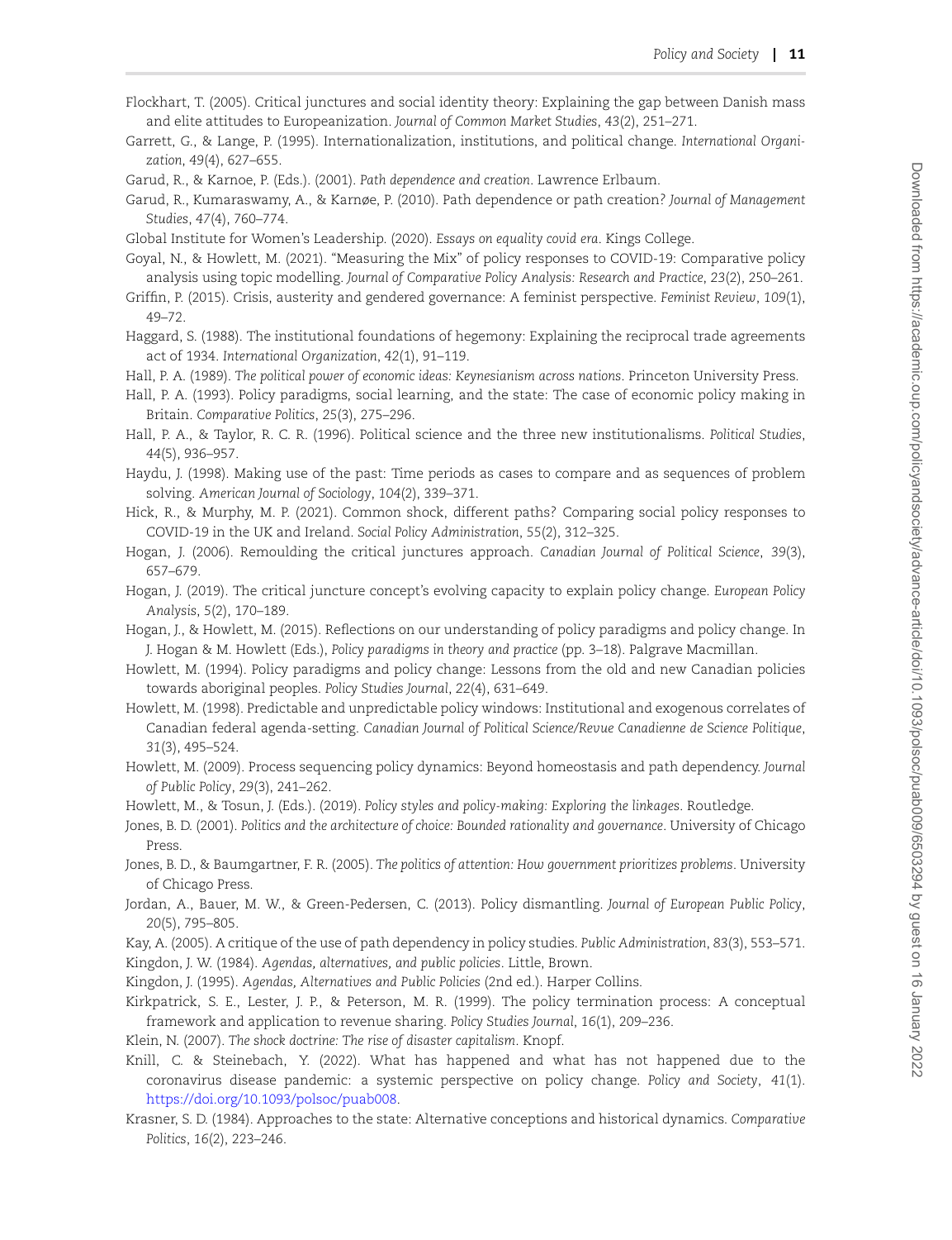Flockhart, T. (2005). Critical junctures and social identity theory: Explaining the gap between Danish mass and elite attitudes to Europeanization. *Journal of Common Market Studies*, *43*(2), 251–271.

Garrett, G., & Lange, P. (1995). Internationalization, institutions, and political change. *International Organization*, *49*(4), 627–655.

Garud, R., & Karnoe, P. (Eds.). (2001). *Path dependence and creation*. Lawrence Erlbaum.

Garud, R., Kumaraswamy, A., & Karnøe, P. (2010). Path dependence or path creation? *Journal of Management Studies*, *47*(4), 760–774.

Global Institute for Women's Leadership. (2020). *Essays on equality covid era*. Kings College.

Goyal, N., & Howlett, M. (2021). "Measuring the Mix" of policy responses to COVID-19: Comparative policy analysis using topic modelling. *Journal of Comparative Policy Analysis: Research and Practice*, *23*(2), 250–261.

Griffin, P. (2015). Crisis, austerity and gendered governance: A feminist perspective. *Feminist Review*, *109*(1), 49–72.

Haggard, S. (1988). The institutional foundations of hegemony: Explaining the reciprocal trade agreements act of 1934. *International Organization*, *42*(1), 91–119.

Hall, P. A. (1989). *The political power of economic ideas: Keynesianism across nations*. Princeton University Press.

Hall, P. A. (1993). Policy paradigms, social learning, and the state: The case of economic policy making in Britain. *Comparative Politics*, *25*(3), 275–296.

Hall, P. A., & Taylor, R. C. R. (1996). Political science and the three new institutionalisms. *Political Studies*, *44*(5), 936–957.

Haydu, J. (1998). Making use of the past: Time periods as cases to compare and as sequences of problem solving. *American Journal of Sociology*, *104*(2), 339–371.

Hick, R., & Murphy, M. P. (2021). Common shock, different paths? Comparing social policy responses to COVID-19 in the UK and Ireland. *Social Policy Administration*, *55*(2), 312–325.

Hogan, J. (2006). Remoulding the critical junctures approach. *Canadian Journal of Political Science*, *39*(3), 657–679.

Hogan, J. (2019). The critical juncture concept's evolving capacity to explain policy change. *European Policy Analysis*, *5*(2), 170–189.

Hogan, J., & Howlett, M. (2015). Reflections on our understanding of policy paradigms and policy change. In J. Hogan & M. Howlett (Eds.), *Policy paradigms in theory and practice* (pp. 3–18). Palgrave Macmillan.

Howlett, M. (1994). Policy paradigms and policy change: Lessons from the old and new Canadian policies towards aboriginal peoples. *Policy Studies Journal*, *22*(4), 631–649.

Howlett, M. (1998). Predictable and unpredictable policy windows: Institutional and exogenous correlates of Canadian federal agenda-setting. *Canadian Journal of Political Science/Revue Canadienne de Science Politique*, *31*(3), 495–524.

Howlett, M. (2009). Process sequencing policy dynamics: Beyond homeostasis and path dependency. *Journal of Public Policy*, *29*(3), 241–262.

Howlett, M., & Tosun, J. (Eds.). (2019). *Policy styles and policy-making: Exploring the linkages*. Routledge.

Jones, B. D. (2001). *Politics and the architecture of choice: Bounded rationality and governance*. University of Chicago Press.

Jones, B. D., & Baumgartner, F. R. (2005). *The politics of attention: How government prioritizes problems*. University of Chicago Press.

Jordan, A., Bauer, M. W., & Green-Pedersen, C. (2013). Policy dismantling. *Journal of European Public Policy*, *20*(5), 795–805.

Kay, A. (2005). A critique of the use of path dependency in policy studies. *Public Administration*, *83*(3), 553–571.

Kingdon, J. W. (1984). *Agendas, alternatives, and public policies*. Little, Brown.

Kingdon, J. (1995). *Agendas, Alternatives and Public Policies* (2nd ed.). Harper Collins.

Kirkpatrick, S. E., Lester, J. P., & Peterson, M. R. (1999). The policy termination process: A conceptual framework and application to revenue sharing. *Policy Studies Journal*, *16*(1), 209–236.

Klein, N. (2007). *The shock doctrine: The rise of disaster capitalism*. Knopf.

Knill, C. & Steinebach, Y. (2022). What has happened and what has not happened due to the coronavirus disease pandemic: a systemic perspective on policy change. *Policy and Society*, *41*(1). https://doi.org/10.1093/polsoc/puab008.

Krasner, S. D. (1984). Approaches to the state: Alternative conceptions and historical dynamics. *Comparative Politics*, *16*(2), 223–246.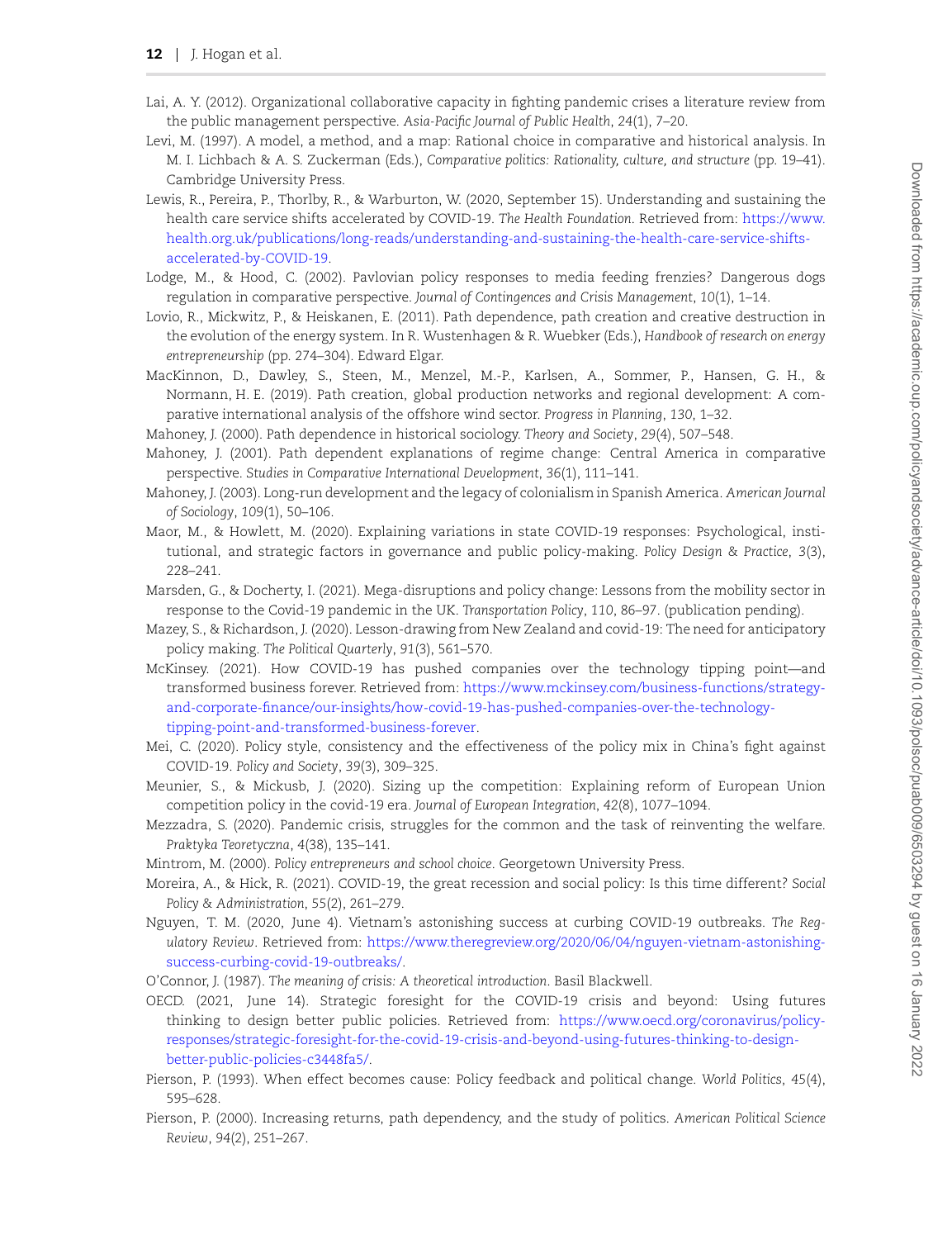Lai, A. Y. (2012). Organizational collaborative capacity in fighting pandemic crises a literature review from the public management perspective. *Asia-Pacific Journal of Public Health*, *24*(1), 7–20.

Levi, M. (1997). A model, a method, and a map: Rational choice in comparative and historical analysis. In M. I. Lichbach & A. S. Zuckerman (Eds.), *Comparative politics: Rationality, culture, and structure* (pp. 19–41). Cambridge University Press.

Lewis, R., Pereira, P., Thorlby, R., & Warburton, W. (2020, September 15). Understanding and sustaining the health care service shifts accelerated by COVID-19. *The Health Foundation*. Retrieved from: https://www.health.org.uk/publications/long-reads/understanding-and-sustaining-the-health-care-service-shifts-accelerated-by-COVID-19.

Lodge, M., & Hood, C. (2002). Pavlovian policy responses to media feeding frenzies? Dangerous dogs regulation in comparative perspective. *Journal of Contingences and Crisis Management*, *10*(1), 1–14.

Lovio, R., Mickwitz, P., & Heiskanen, E. (2011). Path dependence, path creation and creative destruction in the evolution of the energy system. In R. Wustenhagen & R. Wuebker (Eds.), *Handbook of research on energy entrepreneurship* (pp. 274–304). Edward Elgar.

MacKinnon, D., Dawley, S., Steen, M., Menzel, M.-P., Karlsen, A., Sommer, P., Hansen, G. H., & Normann, H. E. (2019). Path creation, global production networks and regional development: A comparative international analysis of the offshore wind sector. *Progress in Planning*, *130*, 1–32.

Mahoney, J. (2000). Path dependence in historical sociology. *Theory and Society*, *29*(4), 507–548.

Mahoney, J. (2001). Path dependent explanations of regime change: Central America in comparative perspective. *Studies in Comparative International Development*, *36*(1), 111–141.

Mahoney, J. (2003). Long-run development and the legacy of colonialism in Spanish America. *American Journal of Sociology*, *109*(1), 50–106.

Maor, M., & Howlett, M. (2020). Explaining variations in state COVID-19 responses: Psychological, institutional, and strategic factors in governance and public policy-making. *Policy Design & Practice*, *3*(3), 228–241.

Marsden, G., & Docherty, I. (2021). Mega-disruptions and policy change: Lessons from the mobility sector in response to the Covid-19 pandemic in the UK. *Transportation Policy*, *110*, 86–97. (publication pending).

Mazey, S., & Richardson, J. (2020). Lesson-drawing from New Zealand and covid-19: The need for anticipatory policy making. *The Political Quarterly*, *91*(3), 561–570.

McKinsey. (2021). How COVID-19 has pushed companies over the technology tipping point—and transformed business forever. Retrieved from: https://www.mckinsey.com/business-functions/strategy-and-corporate-finance/our-insights/how-covid-19-has-pushed-companies-over-the-technology-tipping-point-and-transformed-business-forever.

Mei, C. (2020). Policy style, consistency and the effectiveness of the policy mix in China's fight against COVID-19. *Policy and Society*, *39*(3), 309–325.

Meunier, S., & Mickusb, J. (2020). Sizing up the competition: Explaining reform of European Union competition policy in the covid-19 era. *Journal of European Integration*, *42*(8), 1077–1094.

Mezzadra, S. (2020). Pandemic crisis, struggles for the common and the task of reinventing the welfare. *Praktyka Teoretyczna*, *4*(38), 135–141.

Mintrom, M. (2000). *Policy entrepreneurs and school choice*. Georgetown University Press.

Moreira, A., & Hick, R. (2021). COVID-19, the great recession and social policy: Is this time different? *Social Policy & Administration*, *55*(2), 261–279.

Nguyen, T. M. (2020, June 4). Vietnam's astonishing success at curbing COVID-19 outbreaks. *The Regulatory Review*. Retrieved from: https://www.theregreview.org/2020/06/04/nguyen-vietnam-astonishing-success-curbing-covid-19-outbreaks/.

O'Connor, J. (1987). *The meaning of crisis: A theoretical introduction*. Basil Blackwell.

OECD. (2021, June 14). Strategic foresight for the COVID-19 crisis and beyond: Using futures thinking to design better public policies. Retrieved from: https://www.oecd.org/coronavirus/policy-responses/strategic-foresight-for-the-covid-19-crisis-and-beyond-using-futures-thinking-to-design-better-public-policies-c3448fa5/.

Pierson, P. (1993). When effect becomes cause: Policy feedback and political change. *World Politics*, *45*(4), 595–628.

Pierson, P. (2000). Increasing returns, path dependency, and the study of politics. *American Political Science Review*, *94*(2), 251–267.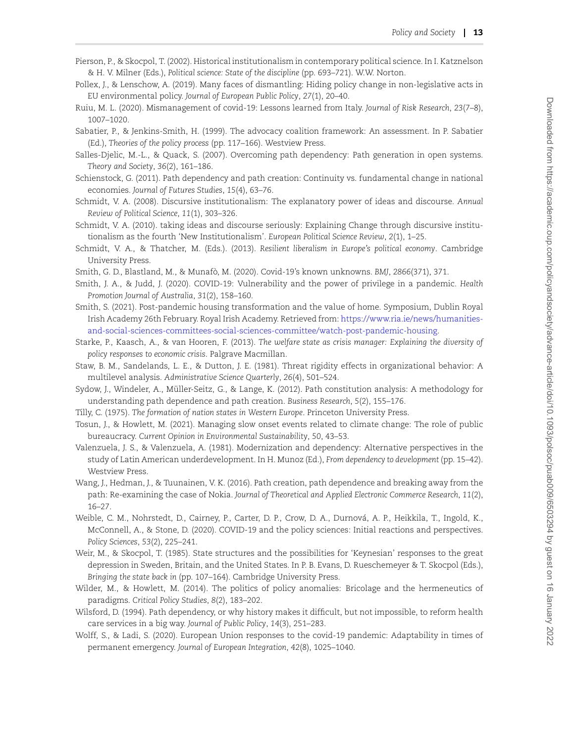Pierson, P., & Skocpol, T. (2002). Historical institutionalism in contemporary political science. In I. Katznelson & H. V. Milner (Eds.), *Political science: State of the discipline* (pp. 693–721). W.W. Norton.

Pollex, J., & Lenschow, A. (2019). Many faces of dismantling: Hiding policy change in non-legislative acts in EU environmental policy. *Journal of European Public Policy*, *27*(1), 20–40.

Ruiu, M. L. (2020). Mismanagement of covid-19: Lessons learned from Italy. *Journal of Risk Research*, *23*(7–8), 1007–1020.

Sabatier, P., & Jenkins-Smith, H. (1999). The advocacy coalition framework: An assessment. In P. Sabatier (Ed.), *Theories of the policy process* (pp. 117–166). Westview Press.

Salles-Djelic, M.-L., & Quack, S. (2007). Overcoming path dependency: Path generation in open systems. *Theory and Society*, *36*(2), 161–186.

Schienstock, G. (2011). Path dependency and path creation: Continuity vs. fundamental change in national economies. *Journal of Futures Studies*, *15*(4), 63–76.

Schmidt, V. A. (2008). Discursive institutionalism: The explanatory power of ideas and discourse. *Annual Review of Political Science*, *11*(1), 303–326.

Schmidt, V. A. (2010). taking ideas and discourse seriously: Explaining Change through discursive institutionalism as the fourth 'New Institutionalism'. *European Political Science Review*, *2*(1), 1–25.

Schmidt, V. A., & Thatcher, M. (Eds.). (2013). *Resilient liberalism in Europe's political economy*. Cambridge University Press.

Smith, G. D., Blastland, M., & Munafò, M. (2020). Covid-19's known unknowns. *BMJ*, *2866*(371), 371.

Smith, J. A., & Judd, J. (2020). COVID-19: Vulnerability and the power of privilege in a pandemic. *Health Promotion Journal of Australia*, *31*(2), 158–160.

Smith, S. (2021). Post-pandemic housing transformation and the value of home. Symposium, Dublin Royal Irish Academy 26th February. Royal Irish Academy. Retrieved from: https://www.ria.ie/news/humanities-and-social-sciences-committees-social-sciences-committee/watch-post-pandemic-housing.

Starke, P., Kaasch, A., & van Hooren, F. (2013). *The welfare state as crisis manager: Explaining the diversity of policy responses to economic crisis*. Palgrave Macmillan.

Staw, B. M., Sandelands, L. E., & Dutton, J. E. (1981). Threat rigidity effects in organizational behavior: A multilevel analysis. *Administrative Science Quarterly*, *26*(4), 501–524.

Sydow, J., Windeler, A., Müller-Seitz, G., & Lange, K. (2012). Path constitution analysis: A methodology for understanding path dependence and path creation. *Business Research*, *5*(2), 155–176.

Tilly, C. (1975). *The formation of nation states in Western Europe*. Princeton University Press.

Tosun, J., & Howlett, M. (2021). Managing slow onset events related to climate change: The role of public bureaucracy. *Current Opinion in Environmental Sustainability*, *50*, 43–53.

Valenzuela, J. S., & Valenzuela, A. (1981). Modernization and dependency: Alternative perspectives in the study of Latin American underdevelopment. In H. Munoz (Ed.), *From dependency to development* (pp. 15–42). Westview Press.

Wang, J., Hedman, J., & Tuunainen, V. K. (2016). Path creation, path dependence and breaking away from the path: Re-examining the case of Nokia. *Journal of Theoretical and Applied Electronic Commerce Research*, *11*(2), 16–27.

Weible, C. M., Nohrstedt, D., Cairney, P., Carter, D. P., Crow, D. A., Durnová, A. P., Heikkila, T., Ingold, K., McConnell, A., & Stone, D. (2020). COVID-19 and the policy sciences: Initial reactions and perspectives. *Policy Sciences*, *53*(2), 225–241.

Weir, M., & Skocpol, T. (1985). State structures and the possibilities for 'Keynesian' responses to the great depression in Sweden, Britain, and the United States. In P. B. Evans, D. Rueschemeyer & T. Skocpol (Eds.), *Bringing the state back in* (pp. 107–164). Cambridge University Press.

Wilder, M., & Howlett, M. (2014). The politics of policy anomalies: Bricolage and the hermeneutics of paradigms. *Critical Policy Studies*, *8*(2), 183–202.

Wilsford, D. (1994). Path dependency, or why history makes it difficult, but not impossible, to reform health care services in a big way. *Journal of Public Policy*, *14*(3), 251–283.

Wolff, S., & Ladi, S. (2020). European Union responses to the covid-19 pandemic: Adaptability in times of permanent emergency. *Journal of European Integration*, *42*(8), 1025–1040.